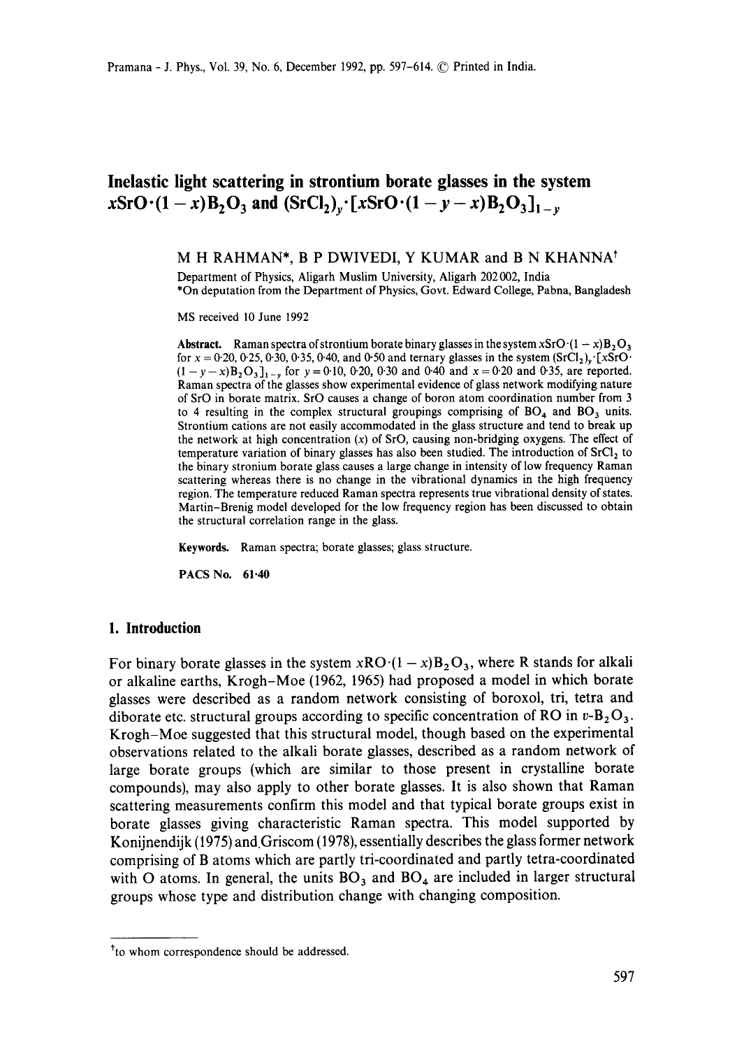# Inelastic light scattering in strontium borate glasses in the system $x\text{SrO}\cdot(1-x)\text{B}_2\text{O}_3$ and $(\text{SrCl}_2)_y\cdot[x\text{SrO}\cdot(1-y-x)\text{B}_2\text{O}_3]_{1-y}$

M H RAHMAN*, B P DWIVEDI, Y KUMAR and B N KHANNA[†]

Department of Physics, Aligarh Muslim University, Aligarh 202 002, India

*On deputation from the Department of Physics, Govt. Edward College, Pabna, Bangladesh

MS received 10 June 1992

**Abstract.** Raman spectra of strontium borate binary glasses in the system $x\text{SrO}\cdot(1-x)\text{B}_2\text{O}_3$ for $x = 0{\cdot}20$, $0{\cdot}25$, $0{\cdot}30$, $0{\cdot}35$, $0{\cdot}40$, and $0{\cdot}50$ and ternary glasses in the system $(\text{SrCl}_2)_y\cdot[x\text{SrO}\cdot(1-y-x)\text{B}_2\text{O}_3]_{1-y}$ for $y = 0{\cdot}10$, $0{\cdot}20$, $0{\cdot}30$ and $0{\cdot}40$ and $x = 0{\cdot}20$ and $0{\cdot}35$, are reported. Raman spectra of the glasses show experimental evidence of glass network modifying nature of SrO in borate matrix. SrO causes a change of boron atom coordination number from 3 to 4 resulting in the complex structural groupings comprising of $\text{BO}_4$ and $\text{BO}_3$ units. Strontium cations are not easily accommodated in the glass structure and tend to break up the network at high concentration ($x$) of SrO, causing non-bridging oxygens. The effect of temperature variation of binary glasses has also been studied. The introduction of $\text{SrCl}_2$ to the binary stronium borate glass causes a large change in intensity of low frequency Raman scattering whereas there is no change in the vibrational dynamics in the high frequency region. The temperature reduced Raman spectra represents true vibrational density of states. Martin–Brenig model developed for the low frequency region has been discussed to obtain the structural correlation range in the glass.

**Keywords.** Raman spectra; borate glasses; glass structure.

**PACS No.** 61·40

## 1. Introduction

For binary borate glasses in the system $x\text{RO}\cdot(1-x)\text{B}_2\text{O}_3$, where R stands for alkali or alkaline earths, Krogh-Moe (1962, 1965) had proposed a model in which borate glasses were described as a random network consisting of boroxol, tri, tetra and diborate etc. structural groups according to specific concentration of RO in $v$-$\text{B}_2\text{O}_3$. Krogh-Moe suggested that this structural model, though based on the experimental observations related to the alkali borate glasses, described as a random network of large borate groups (which are similar to those present in crystalline borate compounds), may also apply to other borate glasses. It is also shown that Raman scattering measurements confirm this model and that typical borate groups exist in borate glasses giving characteristic Raman spectra. This model supported by Konijnendijk (1975) and Griscom (1978), essentially describes the glass former network comprising of B atoms which are partly tri-coordinated and partly tetra-coordinated with O atoms. In general, the units $\text{BO}_3$ and $\text{BO}_4$ are included in larger structural groups whose type and distribution change with changing composition.

[†]to whom correspondence should be addressed.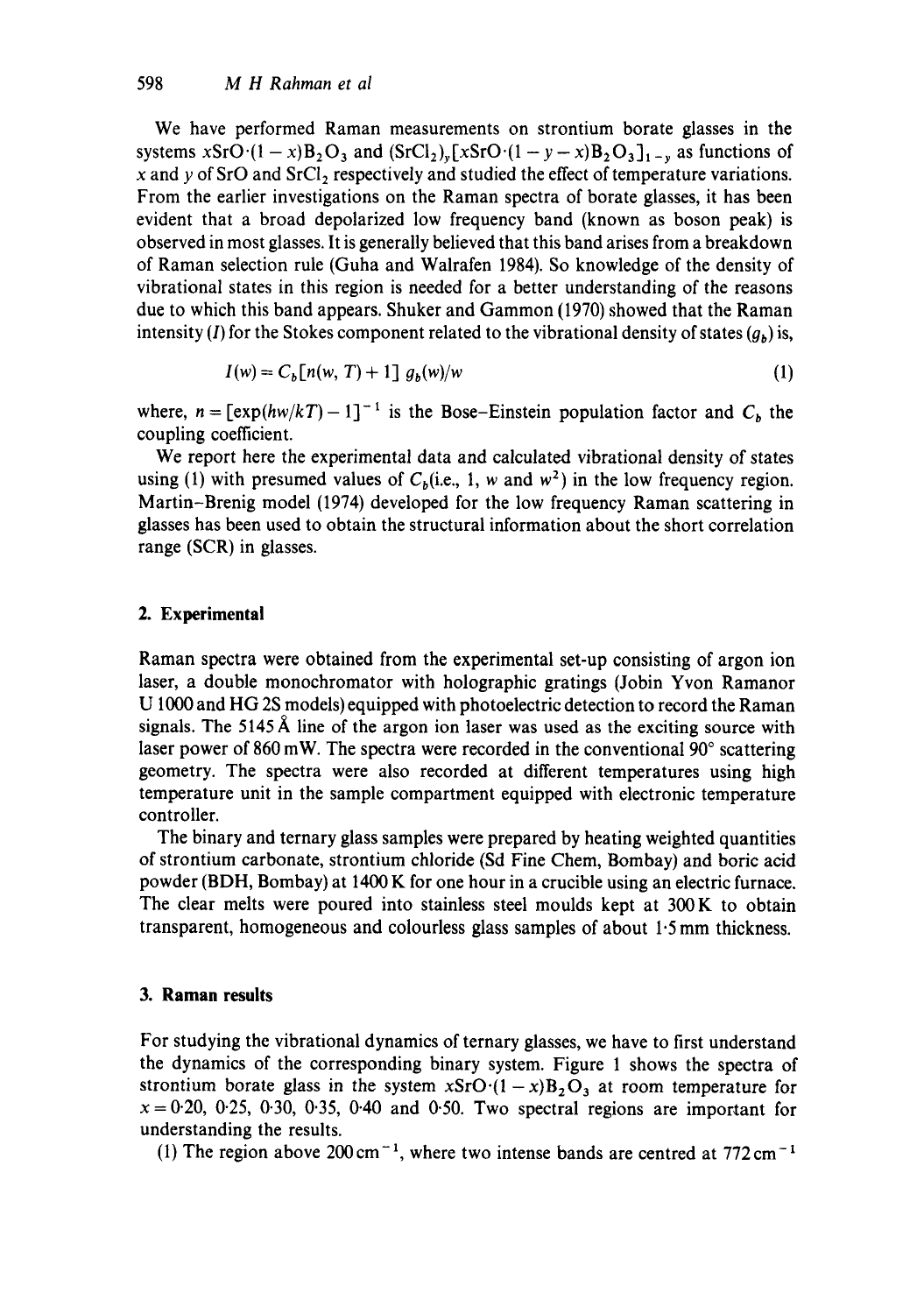We have performed Raman measurements on strontium borate glasses in the systems $x\text{SrO}\cdot(1-x)\text{B}_2\text{O}_3$ and $(\text{SrCl}_2)_y[x\text{SrO}\cdot(1-y-x)\text{B}_2\text{O}_3]_{1-y}$ as functions of $x$ and $y$ of SrO and $\text{SrCl}_2$ respectively and studied the effect of temperature variations. From the earlier investigations on the Raman spectra of borate glasses, it has been evident that a broad depolarized low frequency band (known as boson peak) is observed in most glasses. It is generally believed that this band arises from a breakdown of Raman selection rule (Guha and Walrafen 1984). So knowledge of the density of vibrational states in this region is needed for a better understanding of the reasons due to which this band appears. Shuker and Gammon (1970) showed that the Raman intensity ($I$) for the Stokes component related to the vibrational density of states ($g_b$) is,

$$I(w) = C_b[n(w, T) + 1]\, g_b(w)/w \tag{1}$$

where, $n = [\exp(hw/kT) - 1]^{-1}$ is the Bose–Einstein population factor and $C_b$ the coupling coefficient.

We report here the experimental data and calculated vibrational density of states using (1) with presumed values of $C_b$(i.e., 1, $w$ and $w^2$) in the low frequency region. Martin–Brenig model (1974) developed for the low frequency Raman scattering in glasses has been used to obtain the structural information about the short correlation range (SCR) in glasses.

## 2. Experimental

Raman spectra were obtained from the experimental set-up consisting of argon ion laser, a double monochromator with holographic gratings (Jobin Yvon Ramanor U 1000 and HG 2S models) equipped with photoelectric detection to record the Raman signals. The 5145 Å line of the argon ion laser was used as the exciting source with laser power of 860 mW. The spectra were recorded in the conventional 90° scattering geometry. The spectra were also recorded at different temperatures using high temperature unit in the sample compartment equipped with electronic temperature controller.

The binary and ternary glass samples were prepared by heating weighted quantities of strontium carbonate, strontium chloride (Sd Fine Chem, Bombay) and boric acid powder (BDH, Bombay) at 1400 K for one hour in a crucible using an electric furnace. The clear melts were poured into stainless steel moulds kept at 300 K to obtain transparent, homogeneous and colourless glass samples of about 1·5 mm thickness.

## 3. Raman results

For studying the vibrational dynamics of ternary glasses, we have to first understand the dynamics of the corresponding binary system. Figure 1 shows the spectra of strontium borate glass in the system $x\text{SrO}\cdot(1-x)\text{B}_2\text{O}_3$ at room temperature for $x = 0{\cdot}20$, $0{\cdot}25$, $0{\cdot}30$, $0{\cdot}35$, $0{\cdot}40$ and $0{\cdot}50$. Two spectral regions are important for understanding the results.

(1) The region above 200 cm$^{-1}$, where two intense bands are centred at 772 cm$^{-1}$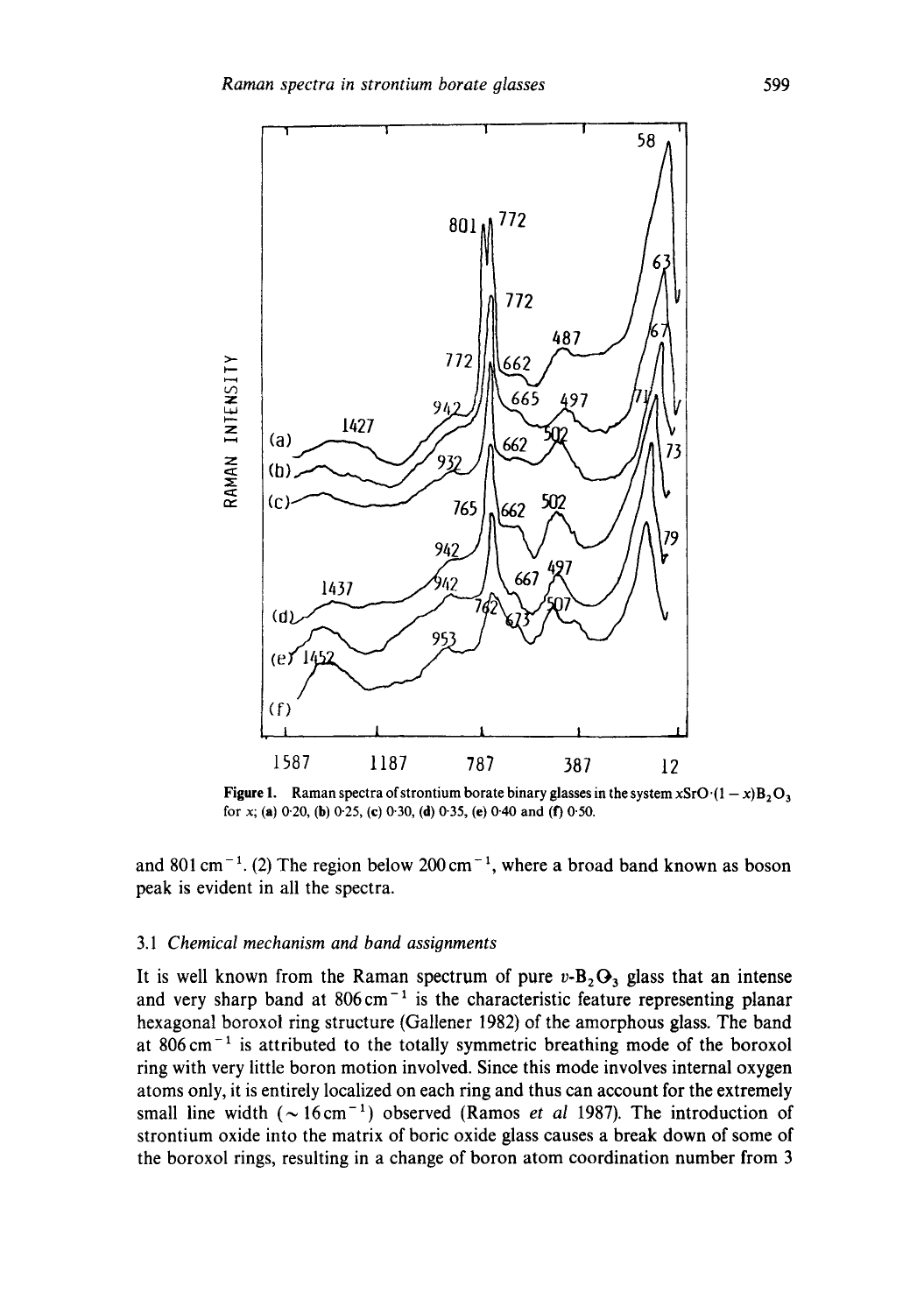**Figure 1.** Raman spectra of strontium borate binary glasses in the system $xSrO \cdot (1-x)B_2O_3$ for $x$; (**a**) 0·20, (**b**) 0·25, (**c**) 0·30, (**d**) 0·35, (**e**) 0·40 and (**f**) 0·50.

and 801 $cm^{-1}$. (2) The region below 200 $cm^{-1}$, where a broad band known as boson peak is evident in all the spectra.

### 3.1 *Chemical mechanism and band assignments*

It is well known from the Raman spectrum of pure $v$-$B_2O_3$ glass that an intense and very sharp band at 806 $cm^{-1}$ is the characteristic feature representing planar hexagonal boroxol ring structure (Gallener 1982) of the amorphous glass. The band at 806 $cm^{-1}$ is attributed to the totally symmetric breathing mode of the boroxol ring with very little boron motion involved. Since this mode involves internal oxygen atoms only, it is entirely localized on each ring and thus can account for the extremely small line width ($\sim 16\,cm^{-1}$) observed (Ramos *et al* 1987). The introduction of strontium oxide into the matrix of boric oxide glass causes a break down of some of the boroxol rings, resulting in a change of boron atom coordination number from 3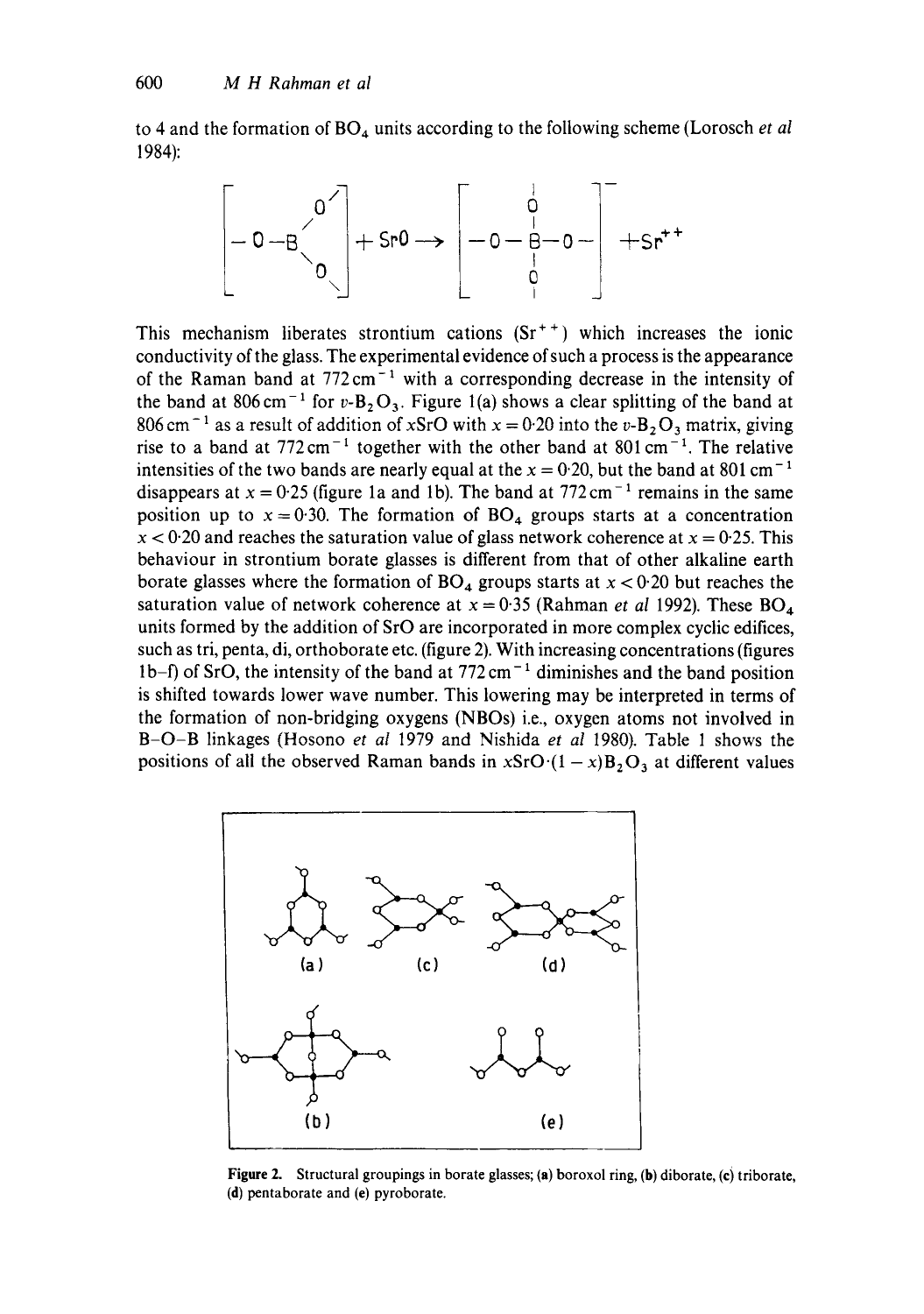to 4 and the formation of $BO_4$ units according to the following scheme (Lorosch *et al* 1984):

$$\left[ -O-B\begin{matrix} O/ \\ \\ O\backslash \end{matrix} \right] + SrO \rightarrow \left[ -O-\overset{\overset{|}{O}}{\underset{\underset{|}{O}}{B}}-O- \right]^{-} + Sr^{++}$$

This mechanism liberates strontium cations ($Sr^{++}$) which increases the ionic conductivity of the glass. The experimental evidence of such a process is the appearance of the Raman band at 772 cm$^{-1}$ with a corresponding decrease in the intensity of the band at 806 cm$^{-1}$ for $v$-$B_2O_3$. Figure 1(a) shows a clear splitting of the band at 806 cm$^{-1}$ as a result of addition of $x$SrO with $x = 0{\cdot}20$ into the $v$-$B_2O_3$ matrix, giving rise to a band at 772 cm$^{-1}$ together with the other band at 801 cm$^{-1}$. The relative intensities of the two bands are nearly equal at the $x = 0{\cdot}20$, but the band at 801 cm$^{-1}$ disappears at $x = 0{\cdot}25$ (figure 1a and 1b). The band at 772 cm$^{-1}$ remains in the same position up to $x = 0{\cdot}30$. The formation of $BO_4$ groups starts at a concentration $x < 0{\cdot}20$ and reaches the saturation value of glass network coherence at $x = 0{\cdot}25$. This behaviour in strontium borate glasses is different from that of other alkaline earth borate glasses where the formation of $BO_4$ groups starts at $x < 0{\cdot}20$ but reaches the saturation value of network coherence at $x = 0{\cdot}35$ (Rahman *et al* 1992). These $BO_4$ units formed by the addition of SrO are incorporated in more complex cyclic edifices, such as tri, penta, di, orthoborate etc. (figure 2). With increasing concentrations (figures 1b–f) of SrO, the intensity of the band at 772 cm$^{-1}$ diminishes and the band position is shifted towards lower wave number. This lowering may be interpreted in terms of the formation of non-bridging oxygens (NBOs) i.e., oxygen atoms not involved in B–O–B linkages (Hosono *et al* 1979 and Nishida *et al* 1980). Table 1 shows the positions of all the observed Raman bands in $x$SrO$\cdot$(1 − $x$)$B_2O_3$ at different values

**Figure 2.** Structural groupings in borate glasses; (a) boroxol ring, (b) diborate, (c) triborate, (d) pentaborate and (e) pyroborate.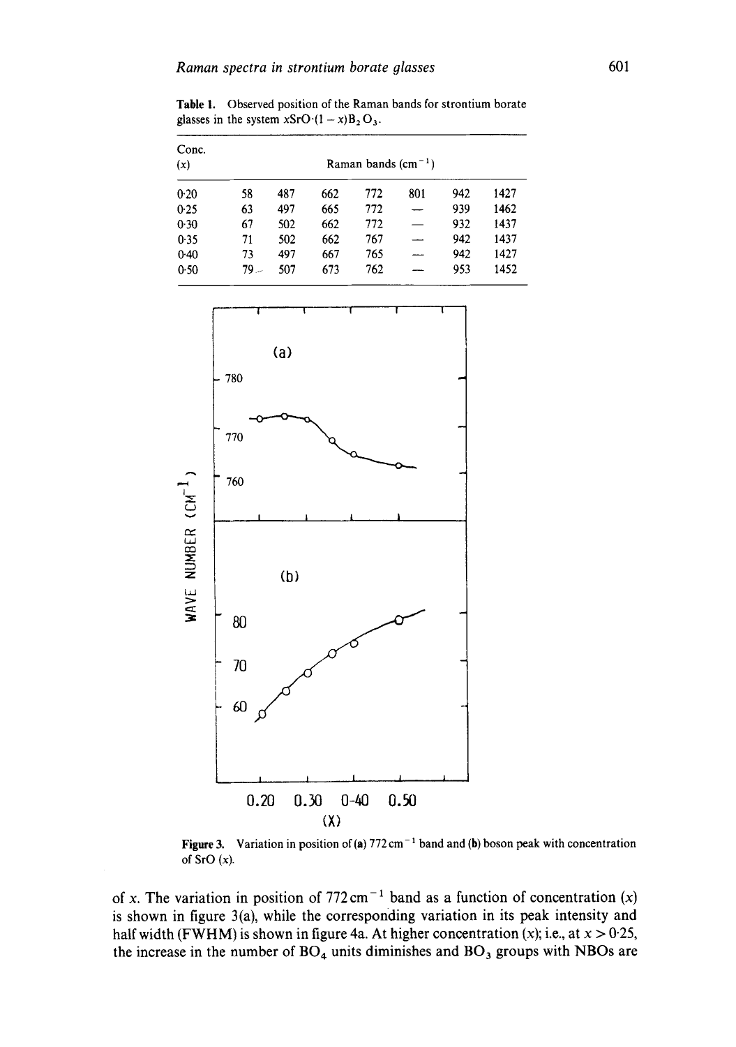**Table 1.** Observed position of the Raman bands for strontium borate glasses in the system $x\text{SrO}\cdot(1-x)\text{B}_2\text{O}_3$.

| Conc. ($x$) | Raman bands ($\text{cm}^{-1}$) | | | | | | |
|---|---|---|---|---|---|---|---|
| 0·20 | 58 | 487 | 662 | 772 | 801 | 942 | 1427 |
| 0·25 | 63 | 497 | 665 | 772 | — | 939 | 1462 |
| 0·30 | 67 | 502 | 662 | 772 | — | 932 | 1437 |
| 0·35 | 71 | 502 | 662 | 767 | — | 942 | 1437 |
| 0·40 | 73 | 497 | 667 | 765 | — | 942 | 1427 |
| 0·50 | 79 | 507 | 673 | 762 | — | 953 | 1452 |

**Figure 3.** Variation in position of (**a**) $772\,\text{cm}^{-1}$ band and (**b**) boson peak with concentration of SrO ($x$).

of $x$. The variation in position of $772\,\text{cm}^{-1}$ band as a function of concentration ($x$) is shown in figure 3(a), while the corresponding variation in its peak intensity and half width (FWHM) is shown in figure 4a. At higher concentration ($x$); i.e., at $x > 0{\cdot}25$, the increase in the number of $\text{BO}_4$ units diminishes and $\text{BO}_3$ groups with NBOs are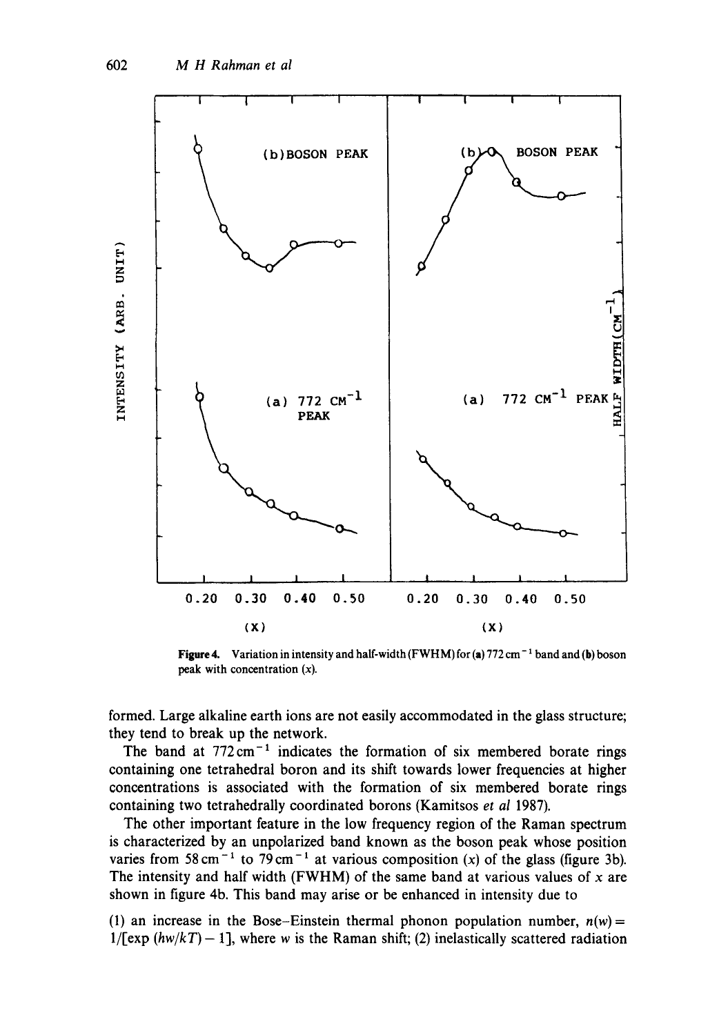**Figure 4.** Variation in intensity and half-width (FWHM) for (**a**) 772 cm$^{-1}$ band and (**b**) boson peak with concentration ($x$).

formed. Large alkaline earth ions are not easily accommodated in the glass structure; they tend to break up the network.

The band at 772 cm$^{-1}$ indicates the formation of six membered borate rings containing one tetrahedral boron and its shift towards lower frequencies at higher concentrations is associated with the formation of six membered borate rings containing two tetrahedrally coordinated borons (Kamitsos *et al* 1987).

The other important feature in the low frequency region of the Raman spectrum is characterized by an unpolarized band known as the boson peak whose position varies from 58 cm$^{-1}$ to 79 cm$^{-1}$ at various composition ($x$) of the glass (figure 3b). The intensity and half width (FWHM) of the same band at various values of $x$ are shown in figure 4b. This band may arise or be enhanced in intensity due to

(1) an increase in the Bose–Einstein thermal phonon population number, $n(w) = 1/[\exp(hw/kT) - 1]$, where $w$ is the Raman shift; (2) inelastically scattered radiation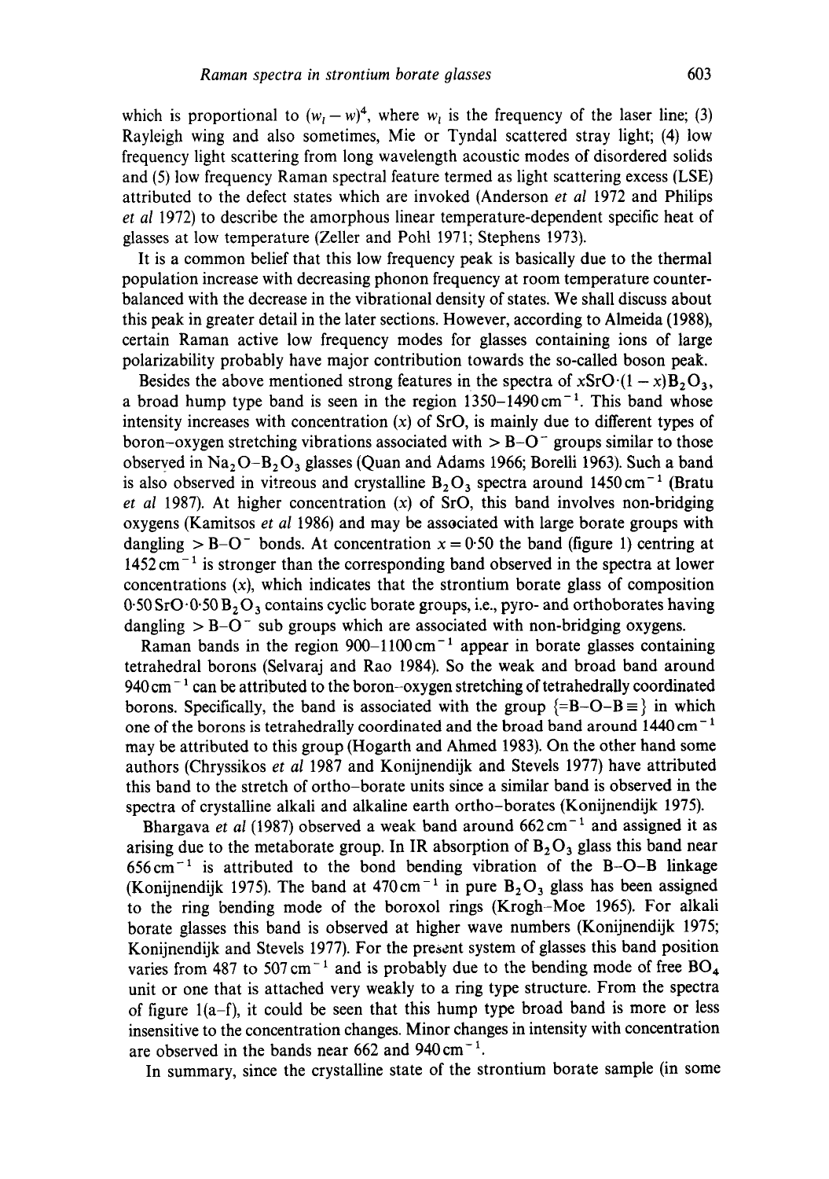which is proportional to $(w_l - w)^4$, where $w_l$ is the frequency of the laser line; (3) Rayleigh wing and also sometimes, Mie or Tyndal scattered stray light; (4) low frequency light scattering from long wavelength acoustic modes of disordered solids and (5) low frequency Raman spectral feature termed as light scattering excess (LSE) attributed to the defect states which are invoked (Anderson *et al* 1972 and Philips *et al* 1972) to describe the amorphous linear temperature-dependent specific heat of glasses at low temperature (Zeller and Pohl 1971; Stephens 1973).

It is a common belief that this low frequency peak is basically due to the thermal population increase with decreasing phonon frequency at room temperature counter-balanced with the decrease in the vibrational density of states. We shall discuss about this peak in greater detail in the later sections. However, according to Almeida (1988), certain Raman active low frequency modes for glasses containing ions of large polarizability probably have major contribution towards the so-called boson peak.

Besides the above mentioned strong features in the spectra of $x\mathrm{SrO}\cdot(1-x)\mathrm{B_2O_3}$, a broad hump type band is seen in the region $1350$–$1490\,\mathrm{cm}^{-1}$. This band whose intensity increases with concentration ($x$) of SrO, is mainly due to different types of boron–oxygen stretching vibrations associated with $>\mathrm{B{-}O^-}$ groups similar to those observed in $\mathrm{Na_2O{-}B_2O_3}$ glasses (Quan and Adams 1966; Borelli 1963). Such a band is also observed in vitreous and crystalline $\mathrm{B_2O_3}$ spectra around $1450\,\mathrm{cm}^{-1}$ (Bratu *et al* 1987). At higher concentration ($x$) of SrO, this band involves non-bridging oxygens (Kamitsos *et al* 1986) and may be associated with large borate groups with dangling $>\mathrm{B{-}O^-}$ bonds. At concentration $x = 0{\cdot}50$ the band (figure 1) centring at $1452\,\mathrm{cm}^{-1}$ is stronger than the corresponding band observed in the spectra at lower concentrations ($x$), which indicates that the strontium borate glass of composition $0{\cdot}50\,\mathrm{SrO}\cdot 0{\cdot}50\,\mathrm{B_2O_3}$ contains cyclic borate groups, i.e., pyro- and orthoborates having dangling $>\mathrm{B{-}O^-}$ sub groups which are associated with non-bridging oxygens.

Raman bands in the region $900$–$1100\,\mathrm{cm}^{-1}$ appear in borate glasses containing tetrahedral borons (Selvaraj and Rao 1984). So the weak and broad band around $940\,\mathrm{cm}^{-1}$ can be attributed to the boron–oxygen stretching of tetrahedrally coordinated borons. Specifically, the band is associated with the group $\{=\mathrm{B{-}O{-}B}\equiv\}$ in which one of the borons is tetrahedrally coordinated and the broad band around $1440\,\mathrm{cm}^{-1}$ may be attributed to this group (Hogarth and Ahmed 1983). On the other hand some authors (Chryssikos *et al* 1987 and Konijnendijk and Stevels 1977) have attributed this band to the stretch of ortho-borate units since a similar band is observed in the spectra of crystalline alkali and alkaline earth ortho-borates (Konijnendijk 1975).

Bhargava *et al* (1987) observed a weak band around $662\,\mathrm{cm}^{-1}$ and assigned it as arising due to the metaborate group. In IR absorption of $\mathrm{B_2O_3}$ glass this band near $656\,\mathrm{cm}^{-1}$ is attributed to the bond bending vibration of the B–O–B linkage (Konijnendijk 1975). The band at $470\,\mathrm{cm}^{-1}$ in pure $\mathrm{B_2O_3}$ glass has been assigned to the ring bending mode of the boroxol rings (Krogh-Moe 1965). For alkali borate glasses this band is observed at higher wave numbers (Konijnendijk 1975; Konijnendijk and Stevels 1977). For the present system of glasses this band position varies from 487 to $507\,\mathrm{cm}^{-1}$ and is probably due to the bending mode of free $\mathrm{BO_4}$ unit or one that is attached very weakly to a ring type structure. From the spectra of figure 1(a–f), it could be seen that this hump type broad band is more or less insensitive to the concentration changes. Minor changes in intensity with concentration are observed in the bands near 662 and $940\,\mathrm{cm}^{-1}$.

In summary, since the crystalline state of the strontium borate sample (in some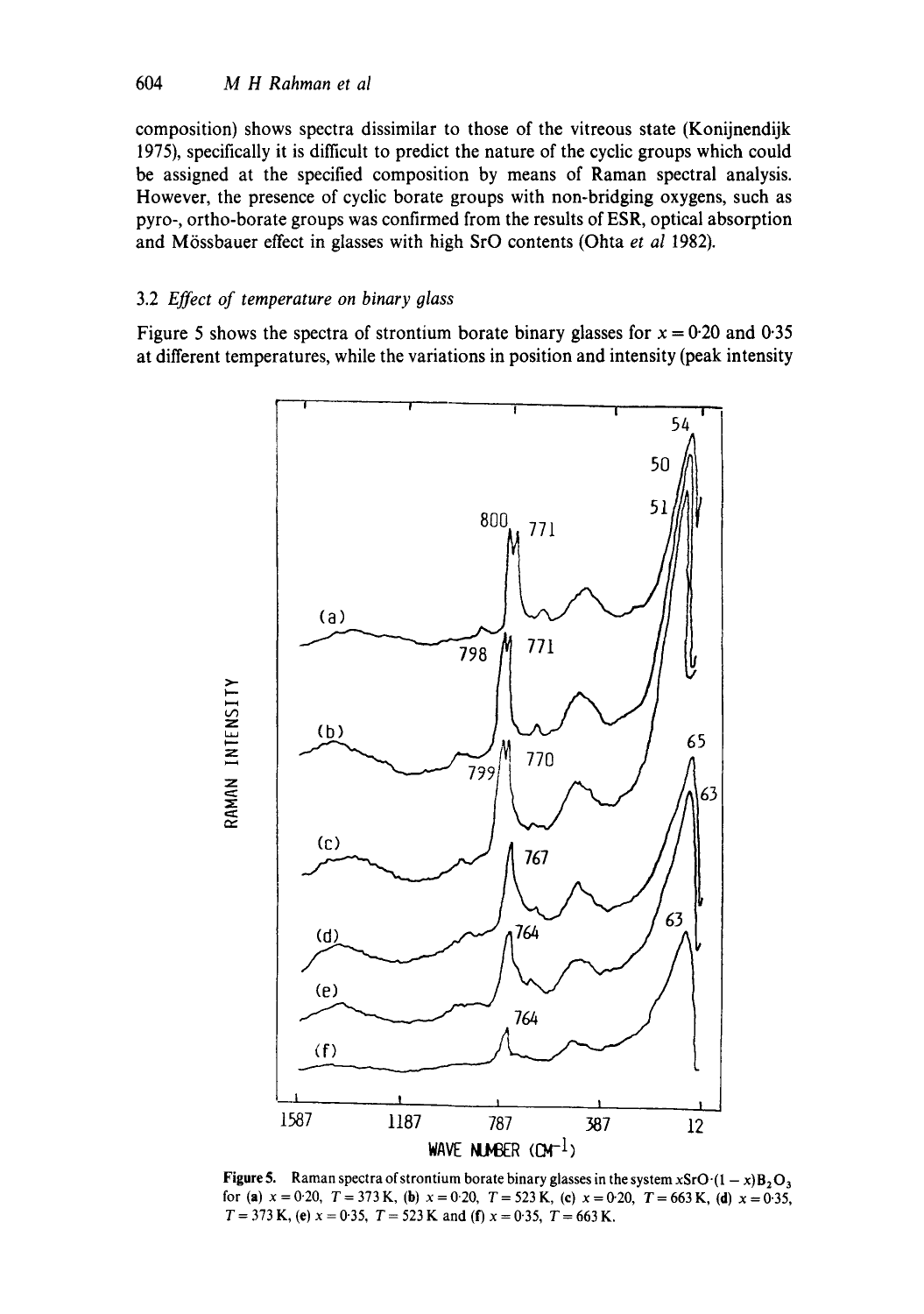composition) shows spectra dissimilar to those of the vitreous state (Konijnendijk 1975), specifically it is difficult to predict the nature of the cyclic groups which could be assigned at the specified composition by means of Raman spectral analysis. However, the presence of cyclic borate groups with non-bridging oxygens, such as pyro-, ortho-borate groups was confirmed from the results of ESR, optical absorption and Mössbauer effect in glasses with high SrO contents (Ohta *et al* 1982).

### 3.2 *Effect of temperature on binary glass*

Figure 5 shows the spectra of strontium borate binary glasses for $x = 0{\cdot}20$ and $0{\cdot}35$ at different temperatures, while the variations in position and intensity (peak intensity

**Figure 5.** Raman spectra of strontium borate binary glasses in the system $x\mathrm{SrO}\cdot(1-x)\mathrm{B_2O_3}$ for (**a**) $x = 0{\cdot}20$, $T = 373$ K, (**b**) $x = 0{\cdot}20$, $T = 523$ K, (**c**) $x = 0{\cdot}20$, $T = 663$ K, (**d**) $x = 0{\cdot}35$, $T = 373$ K, (**e**) $x = 0{\cdot}35$, $T = 523$ K and (**f**) $x = 0{\cdot}35$, $T = 663$ K.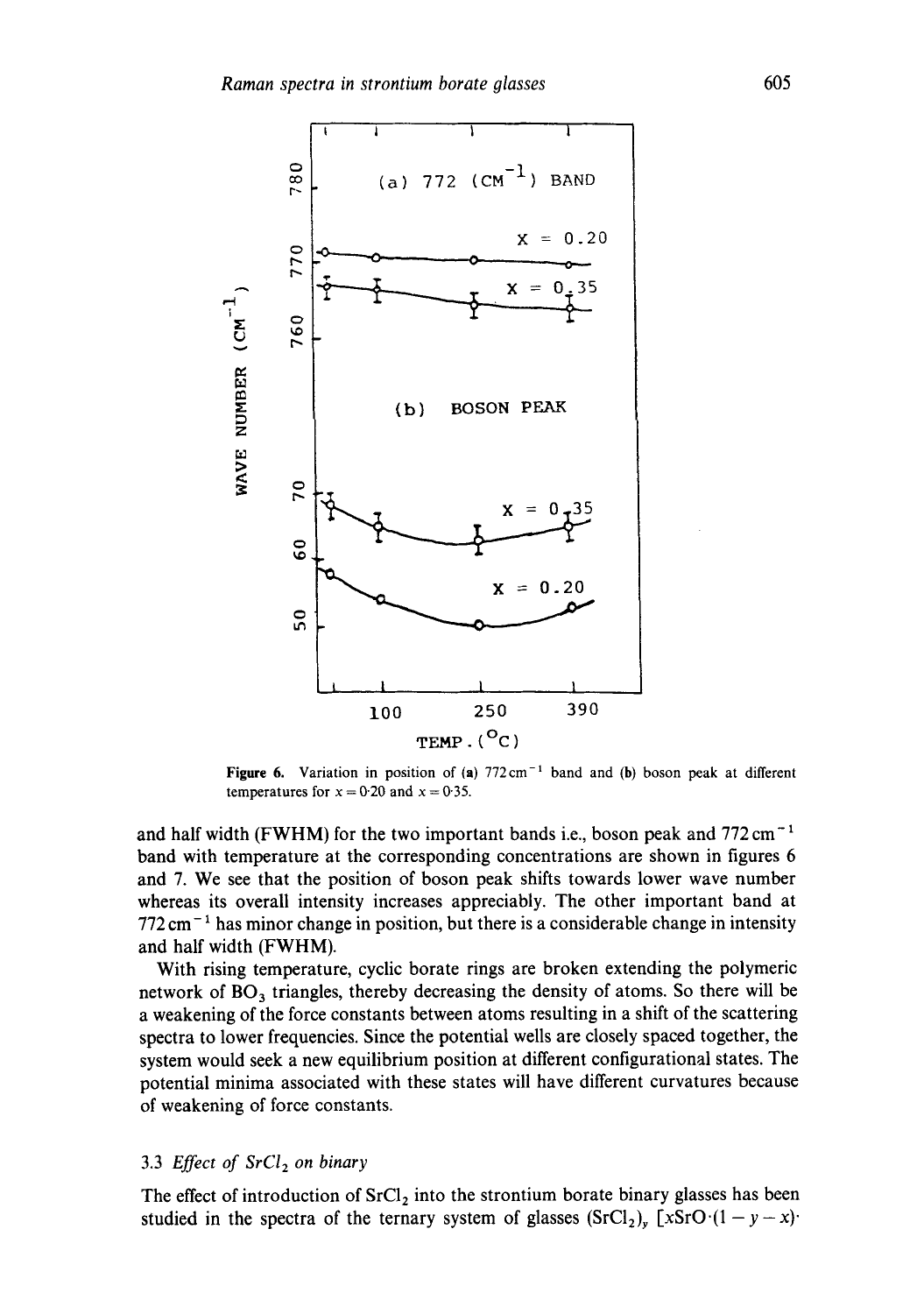Figure 6. Variation in position of (a) 772 $cm^{-1}$ band and (b) boson peak at different temperatures for $x = 0{\cdot}20$ and $x = 0{\cdot}35$.

and half width (FWHM) for the two important bands i.e., boson peak and 772 $cm^{-1}$ band with temperature at the corresponding concentrations are shown in figures 6 and 7. We see that the position of boson peak shifts towards lower wave number whereas its overall intensity increases appreciably. The other important band at 772 $cm^{-1}$ has minor change in position, but there is a considerable change in intensity and half width (FWHM).

With rising temperature, cyclic borate rings are broken extending the polymeric network of $BO_3$ triangles, thereby decreasing the density of atoms. So there will be a weakening of the force constants between atoms resulting in a shift of the scattering spectra to lower frequencies. Since the potential wells are closely spaced together, the system would seek a new equilibrium position at different configurational states. The potential minima associated with these states will have different curvatures because of weakening of force constants.

### 3.3 *Effect of $SrCl_2$ on binary*

The effect of introduction of $SrCl_2$ into the strontium borate binary glasses has been studied in the spectra of the ternary system of glasses $(SrCl_2)_y$ $[xSrO{\cdot}(1 - y - x){\cdot}$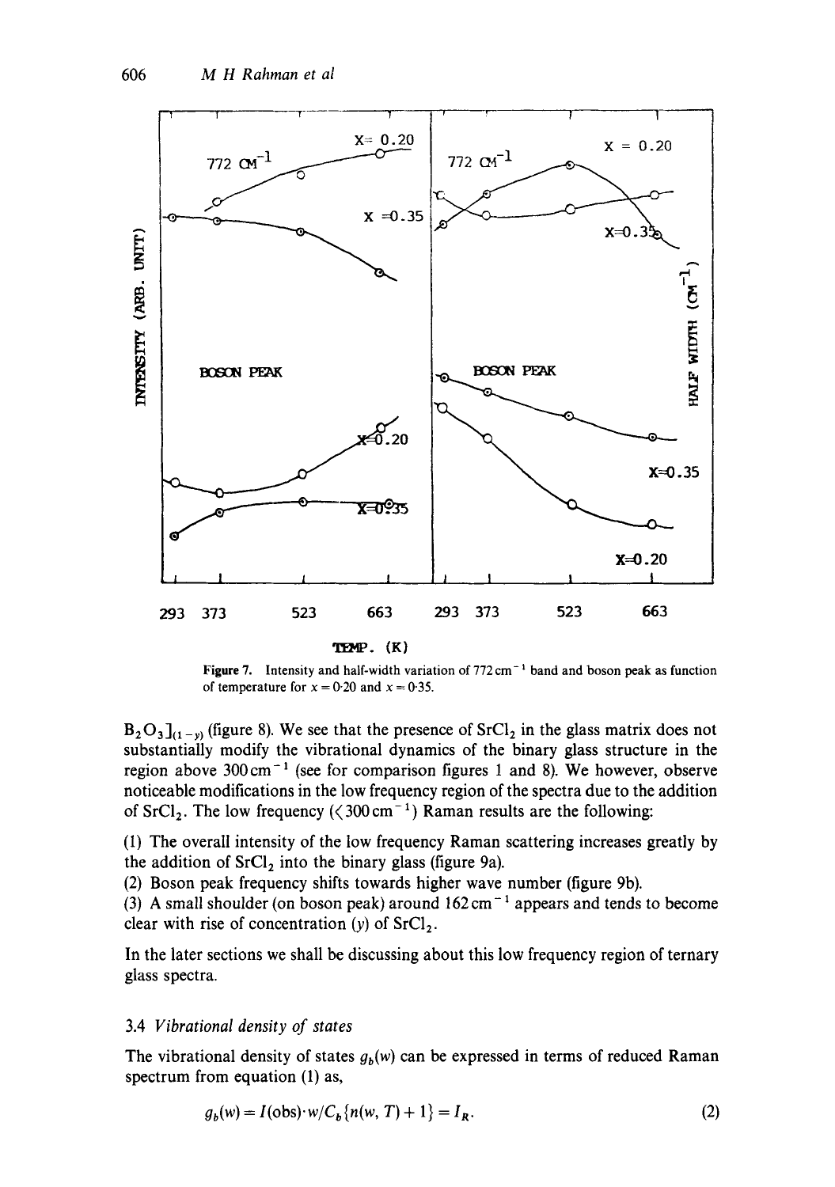**Figure 7.** Intensity and half-width variation of 772 cm$^{-1}$ band and boson peak as function of temperature for $x = 0{\cdot}20$ and $x = 0{\cdot}35$.

$B_2O_3]_{(1-y)}$ (figure 8). We see that the presence of $SrCl_2$ in the glass matrix does not substantially modify the vibrational dynamics of the binary glass structure in the region above 300 cm$^{-1}$ (see for comparison figures 1 and 8). We however, observe noticeable modifications in the low frequency region of the spectra due to the addition of $SrCl_2$. The low frequency ($<$ 300 cm$^{-1}$) Raman results are the following:

(1) The overall intensity of the low frequency Raman scattering increases greatly by the addition of $SrCl_2$ into the binary glass (figure 9a).
(2) Boson peak frequency shifts towards higher wave number (figure 9b).
(3) A small shoulder (on boson peak) around 162 cm$^{-1}$ appears and tends to become clear with rise of concentration ($y$) of $SrCl_2$.

In the later sections we shall be discussing about this low frequency region of ternary glass spectra.

### 3.4 *Vibrational density of states*

The vibrational density of states $g_b(w)$ can be expressed in terms of reduced Raman spectrum from equation (1) as,

$$g_b(w) = I(\text{obs}) \cdot w / C_b\{n(w, T) + 1\} = I_R. \tag{2}$$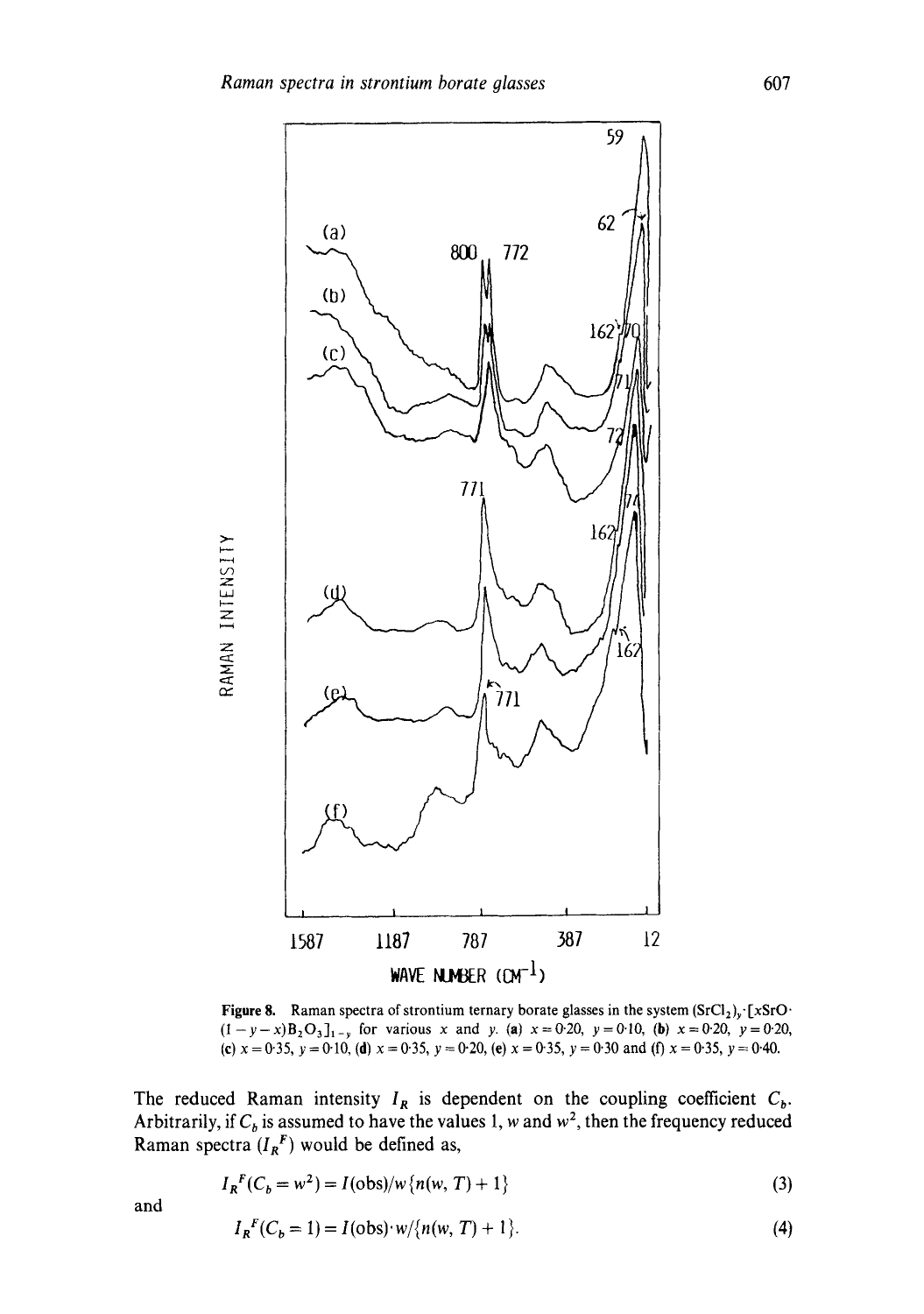Figure 8. Raman spectra of strontium ternary borate glasses in the system $(SrCl_2)_y \cdot [xSrO \cdot (1-y-x)B_2O_3]_{1-y}$ for various $x$ and $y$. (a) $x = 0{\cdot}20$, $y = 0{\cdot}10$, (b) $x = 0{\cdot}20$, $y = 0{\cdot}20$, (c) $x = 0{\cdot}35$, $y = 0{\cdot}10$, (d) $x = 0{\cdot}35$, $y = 0{\cdot}20$, (e) $x = 0{\cdot}35$, $y = 0{\cdot}30$ and (f) $x = 0{\cdot}35$, $y = 0{\cdot}40$.

The reduced Raman intensity $I_R$ is dependent on the coupling coefficient $C_b$. Arbitrarily, if $C_b$ is assumed to have the values 1, $w$ and $w^2$, then the frequency reduced Raman spectra ($I_R^F$) would be defined as,

$$I_R^F(C_b = w^2) = I(\text{obs})/w\{n(w, T) + 1\} \tag{3}$$

and

$$I_R^F(C_b = 1) = I(\text{obs}) \cdot w/\{n(w, T) + 1\}. \tag{4}$$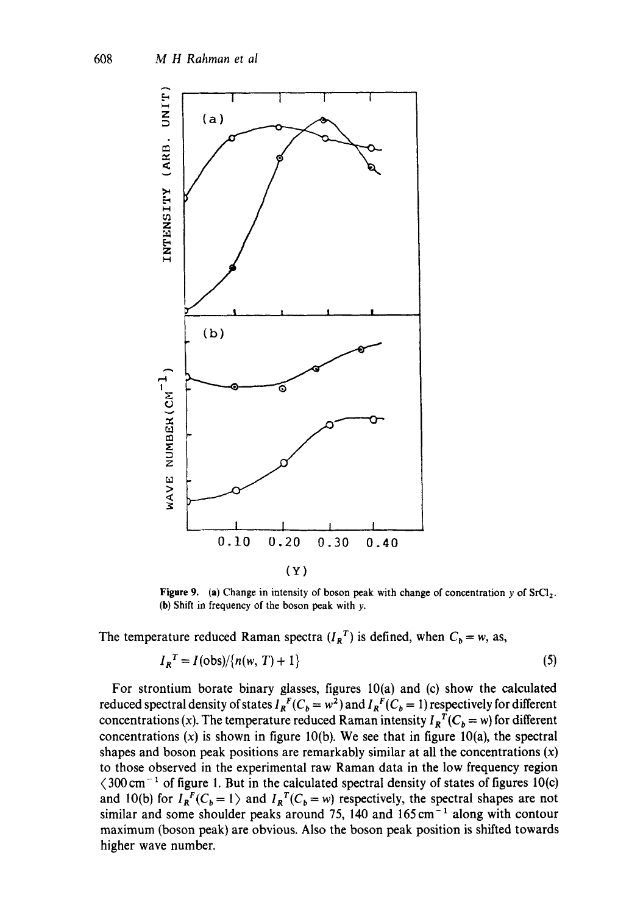Figure 9. (a) Change in intensity of boson peak with change of concentration $y$ of $SrCl_2$. (b) Shift in frequency of the boson peak with $y$.

The temperature reduced Raman spectra ($I_R{}^T$) is defined, when $C_b = w$, as,

$$I_R{}^T = I(\text{obs})/\{n(w, T) + 1\} \tag{5}$$

For strontium borate binary glasses, figures 10(a) and (c) show the calculated reduced spectral density of states $I_R{}^F(C_b = w^2)$ and $I_R{}^F(C_b = 1)$ respectively for different concentrations ($x$). The temperature reduced Raman intensity $I_R{}^T(C_b = w)$ for different concentrations ($x$) is shown in figure 10(b). We see that in figure 10(a), the spectral shapes and boson peak positions are remarkably similar at all the concentrations ($x$) to those observed in the experimental raw Raman data in the low frequency region ($< 300\,\text{cm}^{-1}$ of figure 1. But in the calculated spectral density of states of figures 10(c) and 10(b) for $I_R{}^F(C_b = 1)$ and $I_R{}^T(C_b = w)$ respectively, the spectral shapes are not similar and some shoulder peaks around 75, 140 and $165\,\text{cm}^{-1}$ along with contour maximum (boson peak) are obvious. Also the boson peak position is shifted towards higher wave number.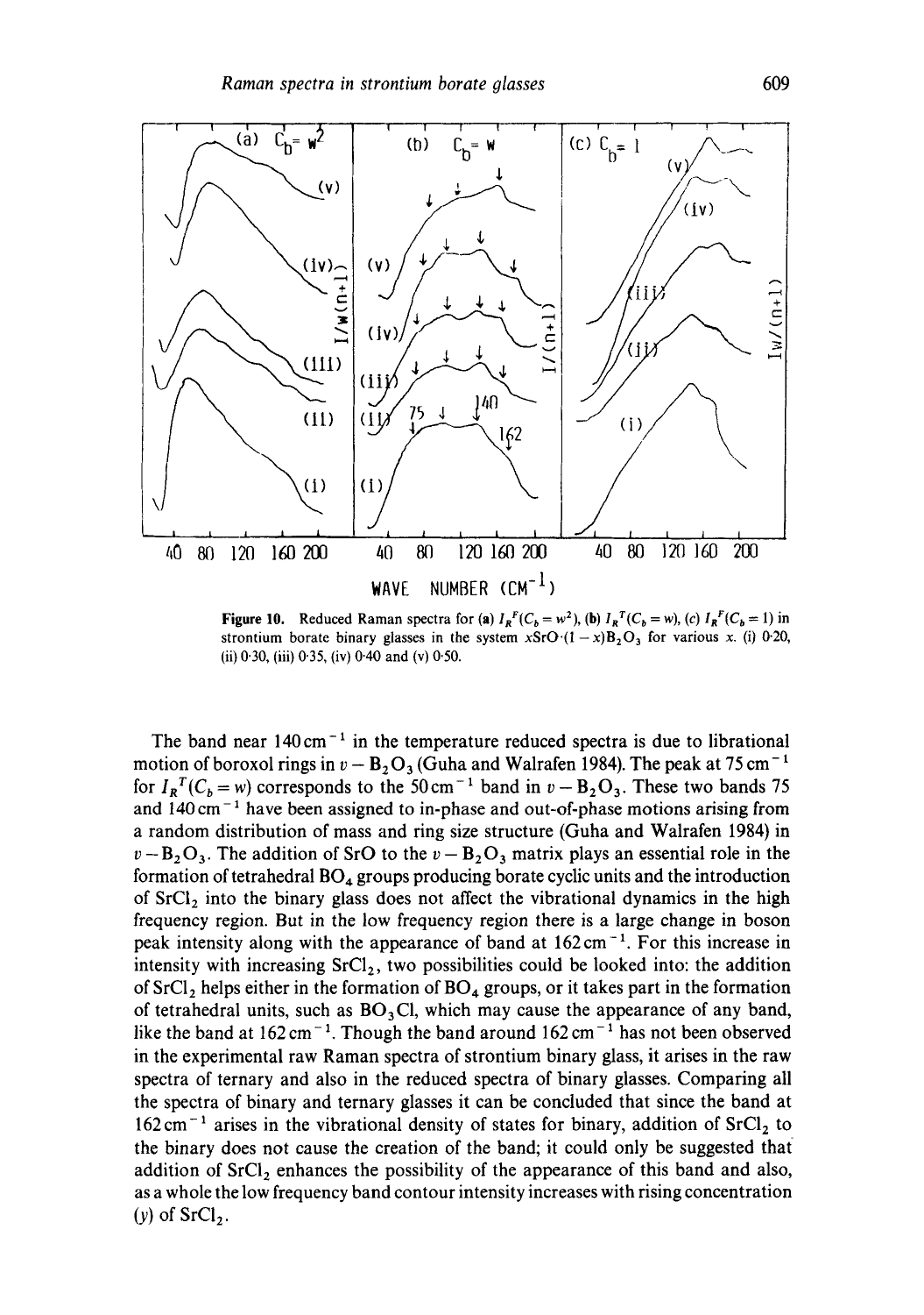Figure 10. Reduced Raman spectra for (a) $I_R^F(C_b = w^2)$, (b) $I_R^T(C_b = w)$, (c) $I_R^F(C_b = 1)$ in strontium borate binary glasses in the system $xSrO \cdot (1-x)B_2O_3$ for various $x$. (i) 0·20, (ii) 0·30, (iii) 0·35, (iv) 0·40 and (v) 0·50.

The band near $140\,cm^{-1}$ in the temperature reduced spectra is due to librational motion of boroxol rings in $v-B_2O_3$ (Guha and Walrafen 1984). The peak at $75\,cm^{-1}$ for $I_R^T(C_b = w)$ corresponds to the $50\,cm^{-1}$ band in $v-B_2O_3$. These two bands 75 and $140\,cm^{-1}$ have been assigned to in-phase and out-of-phase motions arising from a random distribution of mass and ring size structure (Guha and Walrafen 1984) in $v-B_2O_3$. The addition of SrO to the $v-B_2O_3$ matrix plays an essential role in the formation of tetrahedral $BO_4$ groups producing borate cyclic units and the introduction of $SrCl_2$ into the binary glass does not affect the vibrational dynamics in the high frequency region. But in the low frequency region there is a large change in boson peak intensity along with the appearance of band at $162\,cm^{-1}$. For this increase in intensity with increasing $SrCl_2$, two possibilities could be looked into: the addition of $SrCl_2$ helps either in the formation of $BO_4$ groups, or it takes part in the formation of tetrahedral units, such as $BO_3Cl$, which may cause the appearance of any band, like the band at $162\,cm^{-1}$. Though the band around $162\,cm^{-1}$ has not been observed in the experimental raw Raman spectra of strontium binary glass, it arises in the raw spectra of ternary and also in the reduced spectra of binary glasses. Comparing all the spectra of binary and ternary glasses it can be concluded that since the band at $162\,cm^{-1}$ arises in the vibrational density of states for binary, addition of $SrCl_2$ to the binary does not cause the creation of the band; it could only be suggested that addition of $SrCl_2$ enhances the possibility of the appearance of this band and also, as a whole the low frequency band contour intensity increases with rising concentration ($y$) of $SrCl_2$.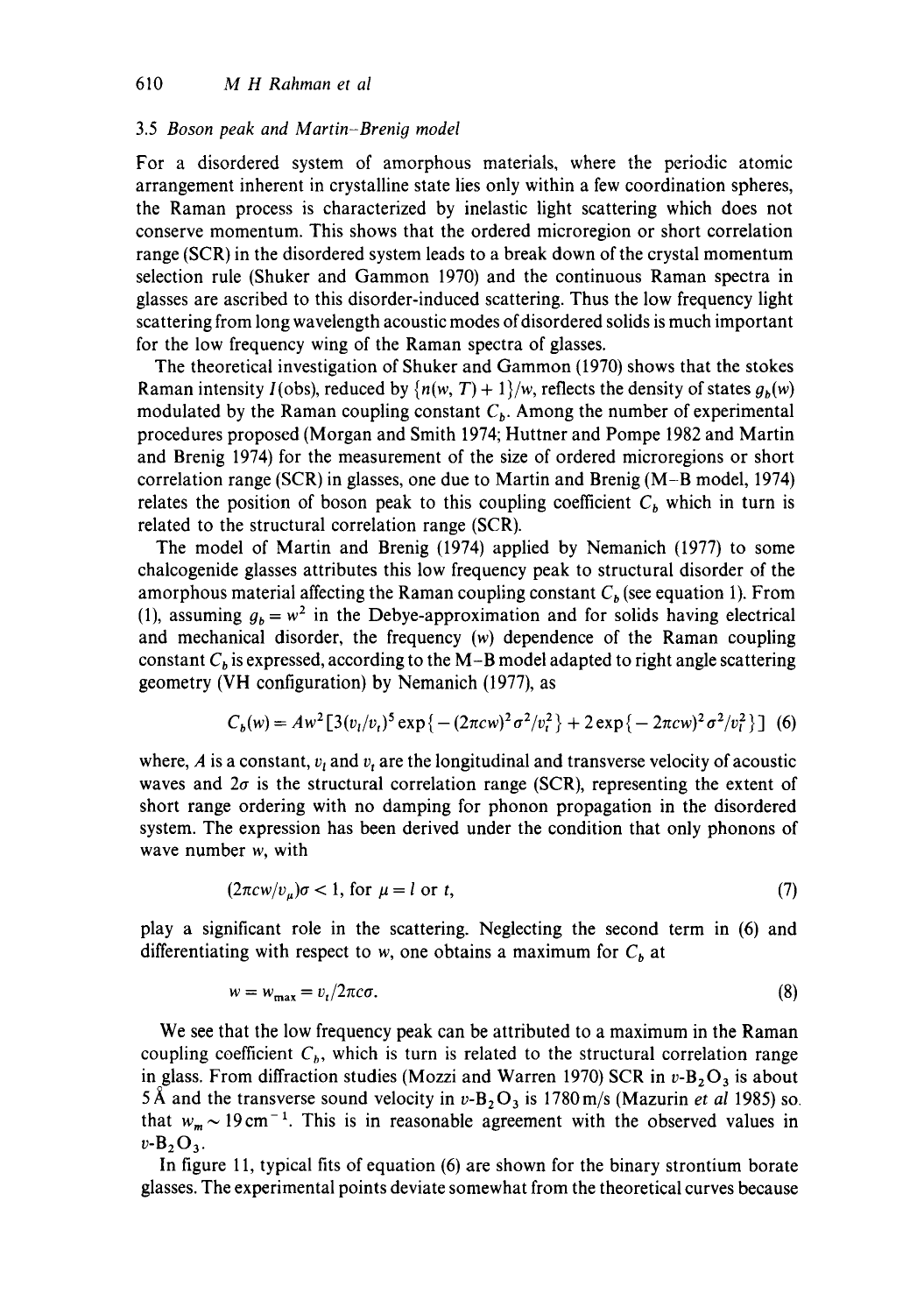### 3.5 *Boson peak and Martin–Brenig model*

For a disordered system of amorphous materials, where the periodic atomic arrangement inherent in crystalline state lies only within a few coordination spheres, the Raman process is characterized by inelastic light scattering which does not conserve momentum. This shows that the ordered microregion or short correlation range (SCR) in the disordered system leads to a break down of the crystal momentum selection rule (Shuker and Gammon 1970) and the continuous Raman spectra in glasses are ascribed to this disorder-induced scattering. Thus the low frequency light scattering from long wavelength acoustic modes of disordered solids is much important for the low frequency wing of the Raman spectra of glasses.

The theoretical investigation of Shuker and Gammon (1970) shows that the stokes Raman intensity $I$(obs), reduced by $\{n(w, T) + 1\}/w$, reflects the density of states $g_b(w)$ modulated by the Raman coupling constant $C_b$. Among the number of experimental procedures proposed (Morgan and Smith 1974; Huttner and Pompe 1982 and Martin and Brenig 1974) for the measurement of the size of ordered microregions or short correlation range (SCR) in glasses, one due to Martin and Brenig (M–B model, 1974) relates the position of boson peak to this coupling coefficient $C_b$ which in turn is related to the structural correlation range (SCR).

The model of Martin and Brenig (1974) applied by Nemanich (1977) to some chalcogenide glasses attributes this low frequency peak to structural disorder of the amorphous material affecting the Raman coupling constant $C_b$ (see equation 1). From (1), assuming $g_b = w^2$ in the Debye-approximation and for solids having electrical and mechanical disorder, the frequency ($w$) dependence of the Raman coupling constant $C_b$ is expressed, according to the M–B model adapted to right angle scattering geometry (VH configuration) by Nemanich (1977), as

$$C_b(w) = Aw^2[3(v_l/v_t)^5 \exp\{-(2\pi cw)^2\sigma^2/v_t^2\} + 2\exp\{-2\pi cw)^2\sigma^2/v_l^2\}] \quad (6)$$

where, $A$ is a constant, $v_l$ and $v_t$ are the longitudinal and transverse velocity of acoustic waves and $2\sigma$ is the structural correlation range (SCR), representing the extent of short range ordering with no damping for phonon propagation in the disordered system. The expression has been derived under the condition that only phonons of wave number $w$, with

$$(2\pi cw/v_\mu)\sigma < 1, \text{ for } \mu = l \text{ or } t, \quad (7)$$

play a significant role in the scattering. Neglecting the second term in (6) and differentiating with respect to $w$, one obtains a maximum for $C_b$ at

$$w = w_{\max} = v_t/2\pi c\sigma. \quad (8)$$

We see that the low frequency peak can be attributed to a maximum in the Raman coupling coefficient $C_b$, which is turn is related to the structural correlation range in glass. From diffraction studies (Mozzi and Warren 1970) SCR in $v$-$B_2O_3$ is about 5 Å and the transverse sound velocity in $v$-$B_2O_3$ is 1780 m/s (Mazurin *et al* 1985) so that $w_m \sim 19\,\text{cm}^{-1}$. This is in reasonable agreement with the observed values in $v$-$B_2O_3$.

In figure 11, typical fits of equation (6) are shown for the binary strontium borate glasses. The experimental points deviate somewhat from the theoretical curves because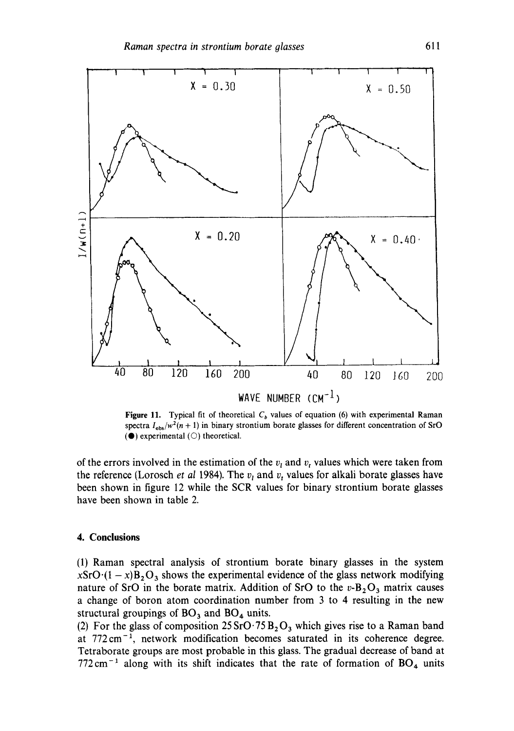Figure 11. Typical fit of theoretical $C_b$ values of equation (6) with experimental Raman spectra $I_{obs}/w^2(n+1)$ in binary strontium borate glasses for different concentration of SrO (●) experimental (○) theoretical.

of the errors involved in the estimation of the $v_l$ and $v_t$ values which were taken from the reference (Lorosch *et al* 1984). The $v_l$ and $v_t$ values for alkali borate glasses have been shown in figure 12 while the SCR values for binary strontium borate glasses have been shown in table 2.

## 4. Conclusions

(1) Raman spectral analysis of strontium borate binary glasses in the system $x\text{SrO}\cdot(1-x)\text{B}_2\text{O}_3$ shows the experimental evidence of the glass network modifying nature of SrO in the borate matrix. Addition of SrO to the $v$-$B_2O_3$ matrix causes a change of boron atom coordination number from 3 to 4 resulting in the new structural groupings of $BO_3$ and $BO_4$ units.

(2) For the glass of composition $25\text{SrO}\cdot 75\text{B}_2\text{O}_3$ which gives rise to a Raman band at $772\,\text{cm}^{-1}$, network modification becomes saturated in its coherence degree. Tetraborate groups are most probable in this glass. The gradual decrease of band at $772\,\text{cm}^{-1}$ along with its shift indicates that the rate of formation of $BO_4$ units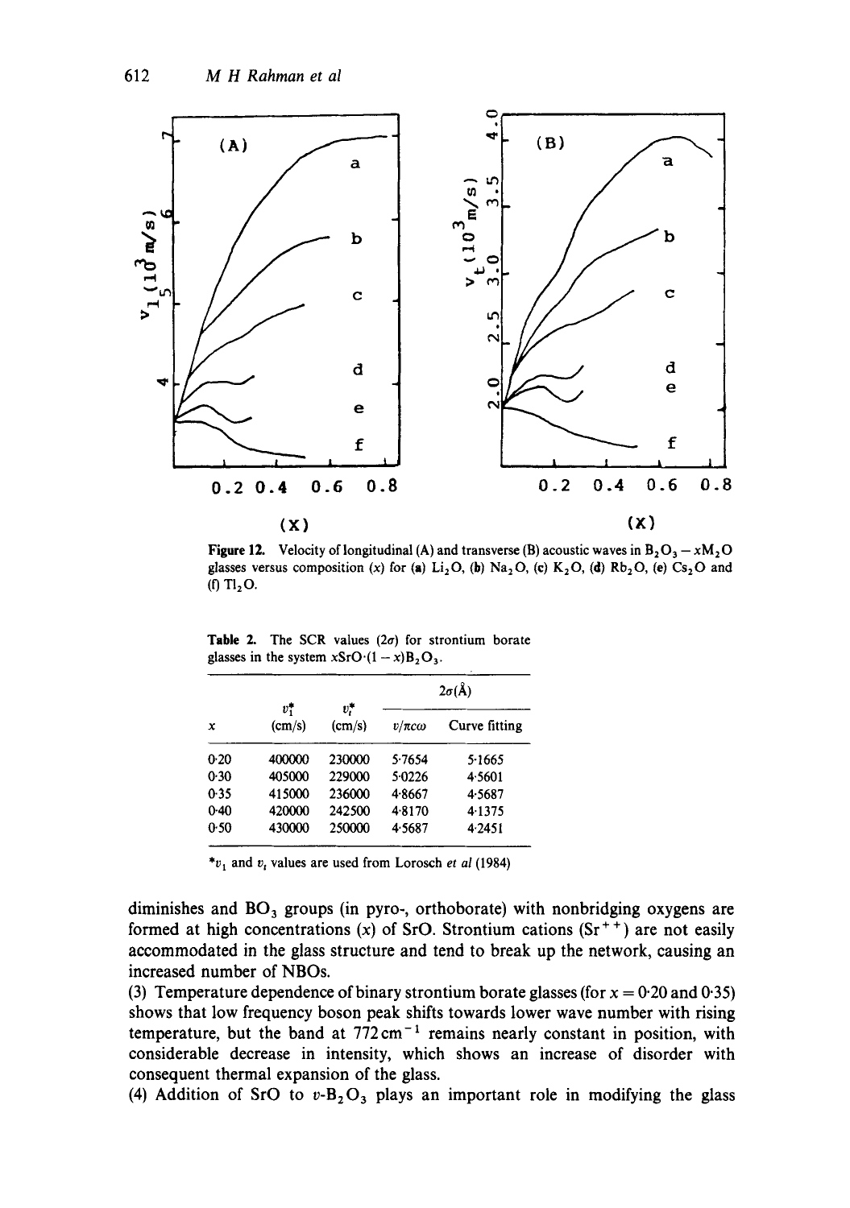Figure 12. Velocity of longitudinal (A) and transverse (B) acoustic waves in $B_2O_3 - xM_2O$ glasses versus composition ($x$) for (a) $Li_2O$, (b) $Na_2O$, (c) $K_2O$, (d) $Rb_2O$, (e) $Cs_2O$ and (f) $Tl_2O$.

Table 2. The SCR values ($2\sigma$) for strontium borate glasses in the system $xSrO\cdot(1-x)B_2O_3$.

| $x$ | $v_l^*$ (cm/s) | $v_t^*$ (cm/s) | $2\sigma$(Å) $v/\pi c\omega$ | $2\sigma$(Å) Curve fitting |
|---|---|---|---|---|
| 0·20 | 400000 | 230000 | 5·7654 | 5·1665 |
| 0·30 | 405000 | 229000 | 5·0226 | 4·5601 |
| 0·35 | 415000 | 236000 | 4·8667 | 4·5687 |
| 0·40 | 420000 | 242500 | 4·8170 | 4·1375 |
| 0·50 | 430000 | 250000 | 4·5687 | 4·2451 |

*$v_l$ and $v_t$ values are used from Lorosch *et al* (1984)

diminishes and $BO_3$ groups (in pyro-, orthoborate) with nonbridging oxygens are formed at high concentrations ($x$) of SrO. Strontium cations ($Sr^{++}$) are not easily accommodated in the glass structure and tend to break up the network, causing an increased number of NBOs.

(3) Temperature dependence of binary strontium borate glasses (for $x = 0{\cdot}20$ and $0{\cdot}35$) shows that low frequency boson peak shifts towards lower wave number with rising temperature, but the band at $772\,cm^{-1}$ remains nearly constant in position, with considerable decrease in intensity, which shows an increase of disorder with consequent thermal expansion of the glass.

(4) Addition of SrO to $v$-$B_2O_3$ plays an important role in modifying the glass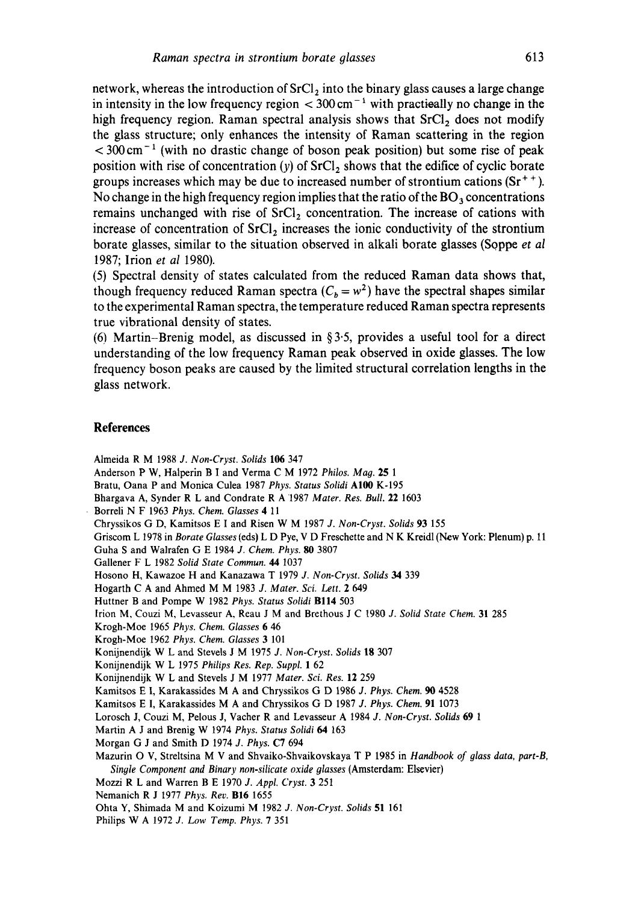network, whereas the introduction of $SrCl_2$ into the binary glass causes a large change in intensity in the low frequency region $< 300\,cm^{-1}$ with practically no change in the high frequency region. Raman spectral analysis shows that $SrCl_2$ does not modify the glass structure; only enhances the intensity of Raman scattering in the region $< 300\,cm^{-1}$ (with no drastic change of boson peak position) but some rise of peak position with rise of concentration ($y$) of $SrCl_2$ shows that the edifice of cyclic borate groups increases which may be due to increased number of strontium cations ($Sr^{++}$). No change in the high frequency region implies that the ratio of the $BO_3$ concentrations remains unchanged with rise of $SrCl_2$ concentration. The increase of cations with increase of concentration of $SrCl_2$ increases the ionic conductivity of the strontium borate glasses, similar to the situation observed in alkali borate glasses (Soppe *et al* 1987; Irion *et al* 1980).

(5) Spectral density of states calculated from the reduced Raman data shows that, though frequency reduced Raman spectra ($C_b = w^2$) have the spectral shapes similar to the experimental Raman spectra, the temperature reduced Raman spectra represents true vibrational density of states.

(6) Martin–Brenig model, as discussed in § 3·5, provides a useful tool for a direct understanding of the low frequency Raman peak observed in oxide glasses. The low frequency boson peaks are caused by the limited structural correlation lengths in the glass network.

## References

Almeida R M 1988 *J. Non-Cryst. Solids* **106** 347

Anderson P W, Halperin B I and Verma C M 1972 *Philos. Mag.* **25** 1

Bratu, Oana P and Monica Culea 1987 *Phys. Status Solidi* **A100** K-195

Bhargava A, Synder R L and Condrate R A 1987 *Mater. Res. Bull.* **22** 1603

Borreli N F 1963 *Phys. Chem. Glasses* **4** 11

Chryssikos G D, Kamitsos E I and Risen W M 1987 *J. Non-Cryst. Solids* **93** 155

Griscom L 1978 in *Borate Glasses* (eds) L D Pye, V D Freschette and N K Kreidl (New York: Plenum) p. 11

Guha S and Walrafen G E 1984 *J. Chem. Phys.* **80** 3807

Gallener F L 1982 *Solid State Commun.* **44** 1037

Hosono H, Kawazoe H and Kanazawa T 1979 *J. Non-Cryst. Solids* **34** 339

Hogarth C A and Ahmed M M 1983 *J. Mater. Sci. Lett.* **2** 649

Huttner B and Pompe W 1982 *Phys. Status Solidi* **B114** 503

Irion M, Couzi M, Levasseur A, Reau J M and Brethous J C 1980 *J. Solid State Chem.* **31** 285

Krogh-Moe 1965 *Phys. Chem. Glasses* **6** 46

Krogh-Moe 1962 *Phys. Chem. Glasses* **3** 101

Konijnendijk W L and Stevels J M 1975 *J. Non-Cryst. Solids* **18** 307

Konijnendijk W L 1975 *Philips Res. Rep. Suppl.* **1** 62

Konijnendijk W L and Stevels J M 1977 *Mater. Sci. Res.* **12** 259

Kamitsos E I, Karakassides M A and Chryssikos G D 1986 *J. Phys. Chem.* **90** 4528

Kamitsos E I, Karakassides M A and Chryssikos G D 1987 *J. Phys. Chem.* **91** 1073

Lorosch J, Couzi M, Pelous J, Vacher R and Levasseur A 1984 *J. Non-Cryst. Solids* **69** 1

Martin A J and Brenig W 1974 *Phys. Status Solidi* **64** 163

Morgan G J and Smith D 1974 *J. Phys.* **C7** 694

Mazurin O V, Streltsina M V and Shvaiko-Shvaikovskaya T P 1985 in *Handbook of glass data, part-B, Single Component and Binary non-silicate oxide glasses* (Amsterdam: Elsevier)

Mozzi R L and Warren B E 1970 *J. Appl. Cryst.* **3** 251

Nemanich R J 1977 *Phys. Rev.* **B16** 1655

Ohta Y, Shimada M and Koizumi M 1982 *J. Non-Cryst. Solids* **51** 161

Philips W A 1972 *J. Low Temp. Phys.* **7** 351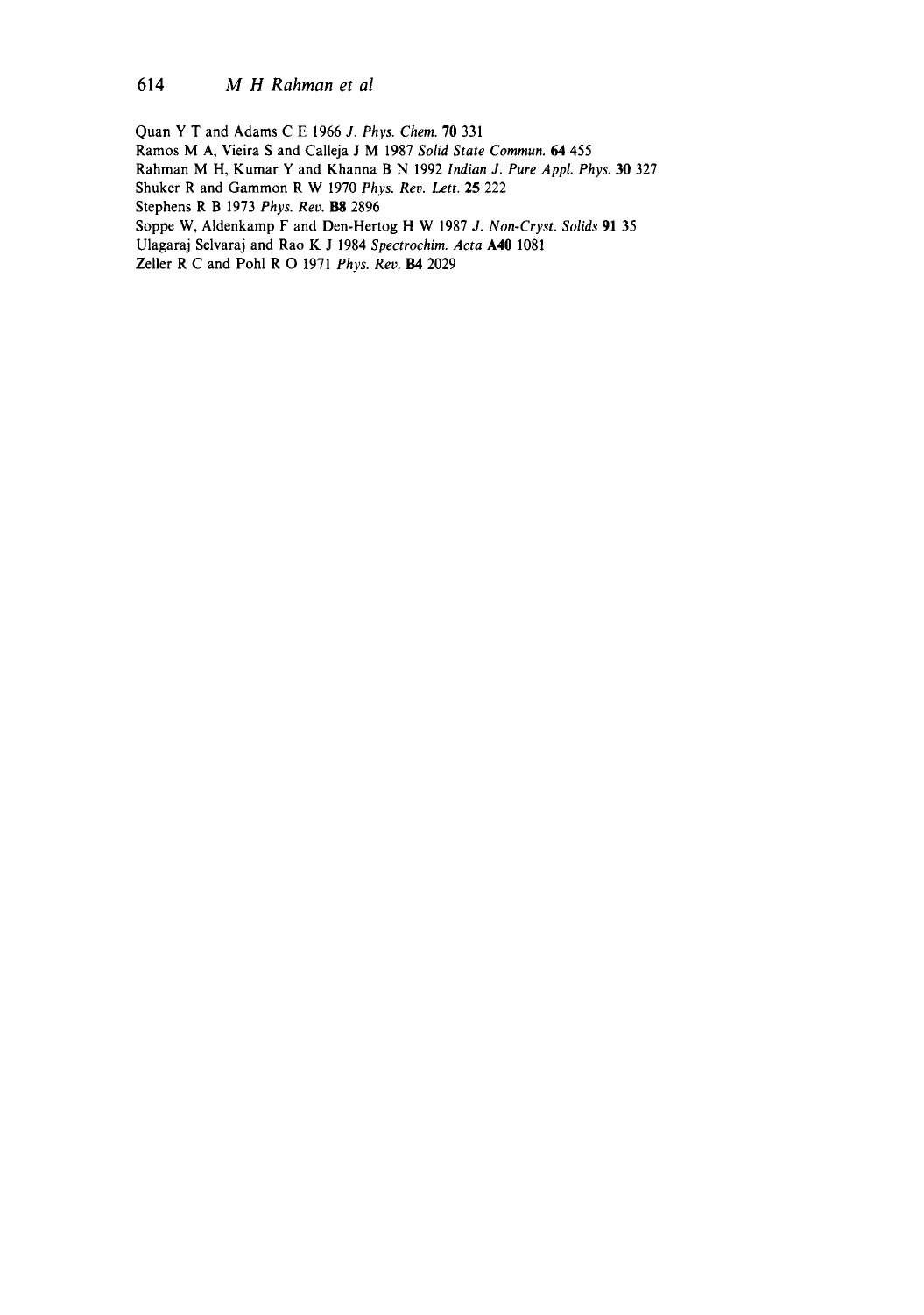Quan Y T and Adams C E 1966 *J. Phys. Chem.* **70** 331

Ramos M A, Vieira S and Calleja J M 1987 *Solid State Commun.* **64** 455

Rahman M H, Kumar Y and Khanna B N 1992 *Indian J. Pure Appl. Phys.* **30** 327

Shuker R and Gammon R W 1970 *Phys. Rev. Lett.* **25** 222

Stephens R B 1973 *Phys. Rev.* **B8** 2896

Soppe W, Aldenkamp F and Den-Hertog H W 1987 *J. Non-Cryst. Solids* **91** 35

Ulagaraj Selvaraj and Rao K J 1984 *Spectrochim. Acta* **A40** 1081

Zeller R C and Pohl R O 1971 *Phys. Rev.* **B4** 2029